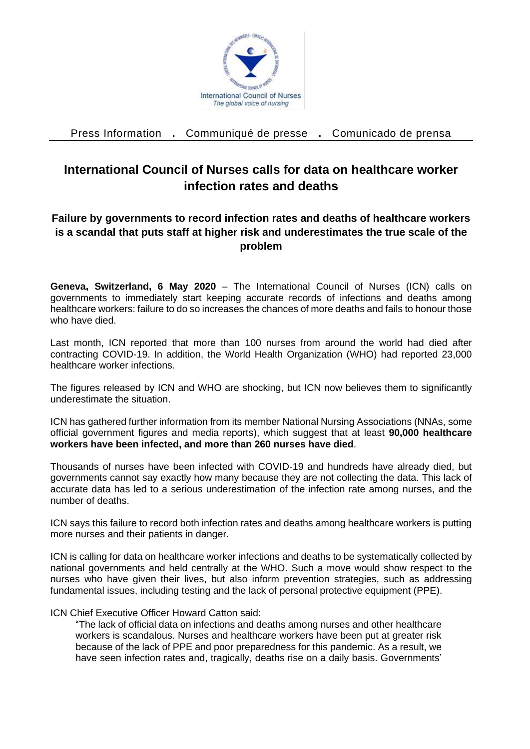International Council of Nurses
*The global voice of nursing*

Press Information . Communiqué de presse . Comunicado de prensa

# International Council of Nurses calls for data on healthcare worker infection rates and deaths

## Failure by governments to record infection rates and deaths of healthcare workers is a scandal that puts staff at higher risk and underestimates the true scale of the problem

**Geneva, Switzerland, 6 May 2020** – The International Council of Nurses (ICN) calls on governments to immediately start keeping accurate records of infections and deaths among healthcare workers: failure to do so increases the chances of more deaths and fails to honour those who have died.

Last month, ICN reported that more than 100 nurses from around the world had died after contracting COVID-19. In addition, the World Health Organization (WHO) had reported 23,000 healthcare worker infections.

The figures released by ICN and WHO are shocking, but ICN now believes them to significantly underestimate the situation.

ICN has gathered further information from its member National Nursing Associations (NNAs, some official government figures and media reports), which suggest that at least **90,000 healthcare workers have been infected, and more than 260 nurses have died**.

Thousands of nurses have been infected with COVID-19 and hundreds have already died, but governments cannot say exactly how many because they are not collecting the data. This lack of accurate data has led to a serious underestimation of the infection rate among nurses, and the number of deaths.

ICN says this failure to record both infection rates and deaths among healthcare workers is putting more nurses and their patients in danger.

ICN is calling for data on healthcare worker infections and deaths to be systematically collected by national governments and held centrally at the WHO. Such a move would show respect to the nurses who have given their lives, but also inform prevention strategies, such as addressing fundamental issues, including testing and the lack of personal protective equipment (PPE).

ICN Chief Executive Officer Howard Catton said:

> "The lack of official data on infections and deaths among nurses and other healthcare workers is scandalous. Nurses and healthcare workers have been put at greater risk because of the lack of PPE and poor preparedness for this pandemic. As a result, we have seen infection rates and, tragically, deaths rise on a daily basis. Governments'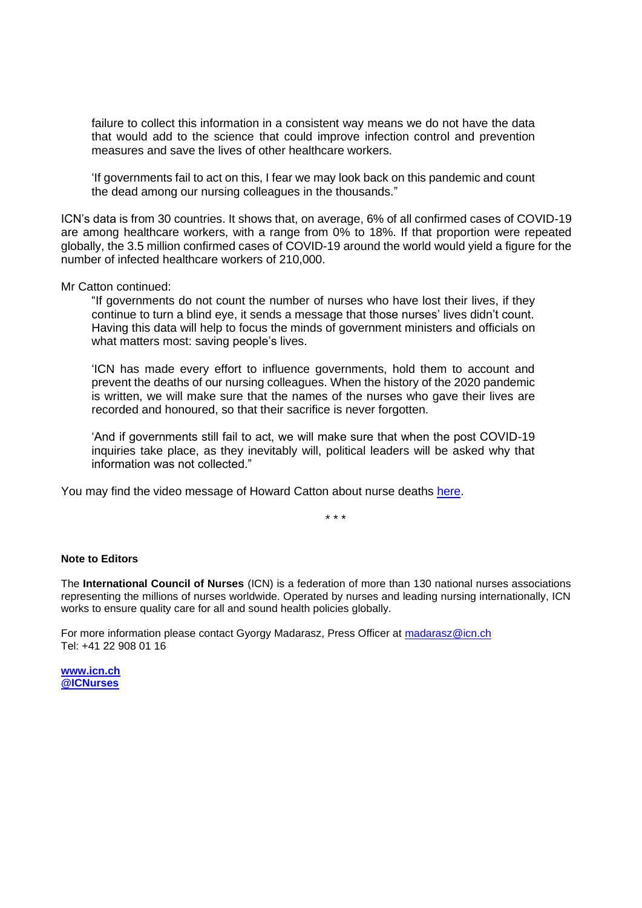failure to collect this information in a consistent way means we do not have the data that would add to the science that could improve infection control and prevention measures and save the lives of other healthcare workers.

'If governments fail to act on this, I fear we may look back on this pandemic and count the dead among our nursing colleagues in the thousands."

ICN's data is from 30 countries. It shows that, on average, 6% of all confirmed cases of COVID-19 are among healthcare workers, with a range from 0% to 18%. If that proportion were repeated globally, the 3.5 million confirmed cases of COVID-19 around the world would yield a figure for the number of infected healthcare workers of 210,000.

Mr Catton continued:

"If governments do not count the number of nurses who have lost their lives, if they continue to turn a blind eye, it sends a message that those nurses' lives didn't count. Having this data will help to focus the minds of government ministers and officials on what matters most: saving people's lives.

'ICN has made every effort to influence governments, hold them to account and prevent the deaths of our nursing colleagues. When the history of the 2020 pandemic is written, we will make sure that the names of the nurses who gave their lives are recorded and honoured, so that their sacrifice is never forgotten.

'And if governments still fail to act, we will make sure that when the post COVID-19 inquiries take place, as they inevitably will, political leaders will be asked why that information was not collected."

You may find the video message of Howard Catton about nurse deaths here.

\* \* \*

**Note to Editors**

The **International Council of Nurses** (ICN) is a federation of more than 130 national nurses associations representing the millions of nurses worldwide. Operated by nurses and leading nursing internationally, ICN works to ensure quality care for all and sound health policies globally.

For more information please contact Gyorgy Madarasz, Press Officer at madarasz@icn.ch
Tel: +41 22 908 01 16

**www.icn.ch**
**@ICNurses**